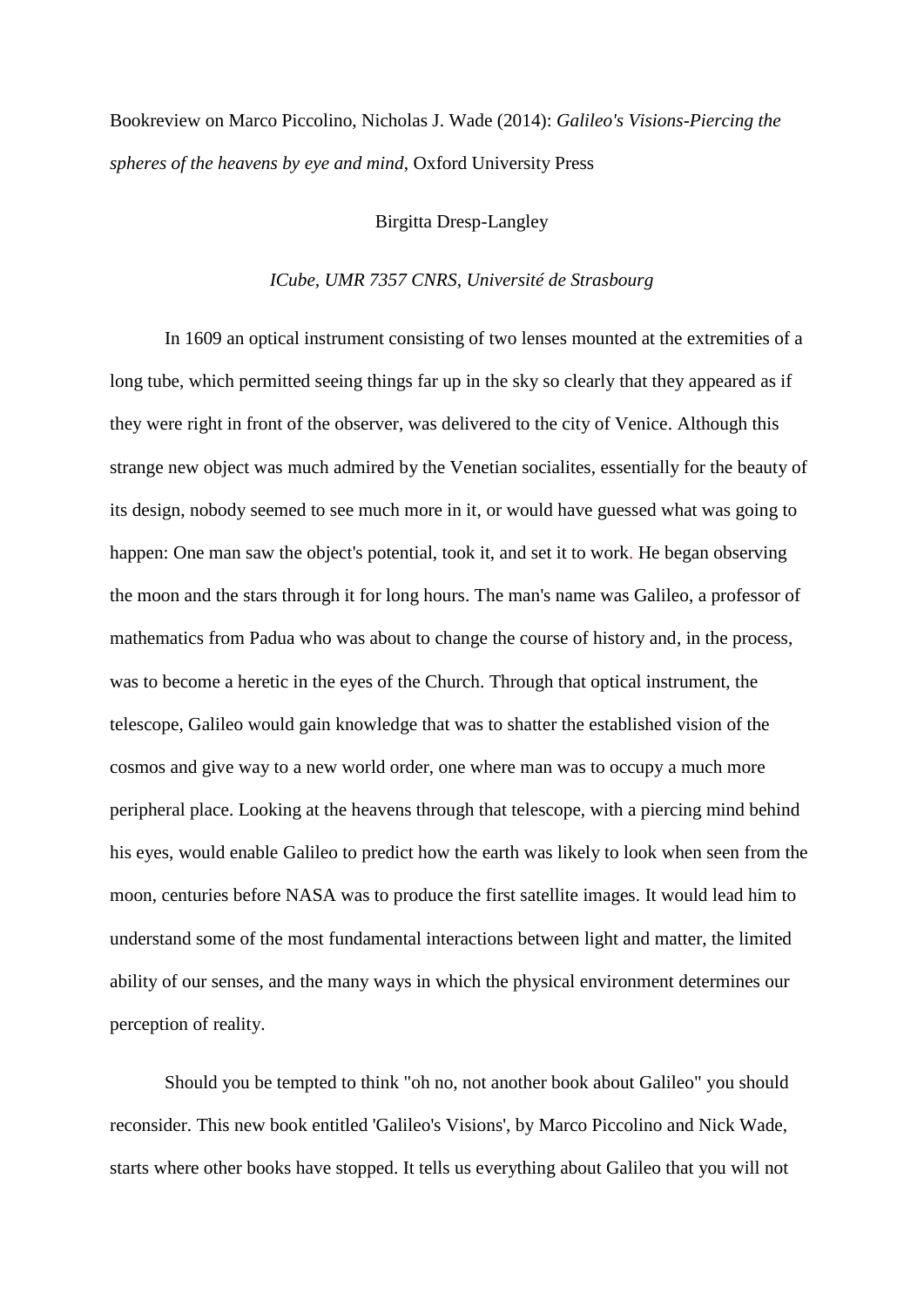Bookreview on Marco Piccolino, Nicholas J. Wade (2014): *Galileo's Visions-Piercing the spheres of the heavens by eye and mind*, Oxford University Press

Birgitta Dresp-Langley

*ICube, UMR 7357 CNRS, Université de Strasbourg*

In 1609 an optical instrument consisting of two lenses mounted at the extremities of a long tube, which permitted seeing things far up in the sky so clearly that they appeared as if they were right in front of the observer, was delivered to the city of Venice. Although this strange new object was much admired by the Venetian socialites, essentially for the beauty of its design, nobody seemed to see much more in it, or would have guessed what was going to happen: One man saw the object's potential, took it, and set it to work. He began observing the moon and the stars through it for long hours. The man's name was Galileo, a professor of mathematics from Padua who was about to change the course of history and, in the process, was to become a heretic in the eyes of the Church. Through that optical instrument, the telescope, Galileo would gain knowledge that was to shatter the established vision of the cosmos and give way to a new world order, one where man was to occupy a much more peripheral place. Looking at the heavens through that telescope, with a piercing mind behind his eyes, would enable Galileo to predict how the earth was likely to look when seen from the moon, centuries before NASA was to produce the first satellite images. It would lead him to understand some of the most fundamental interactions between light and matter, the limited ability of our senses, and the many ways in which the physical environment determines our perception of reality.

Should you be tempted to think "oh no, not another book about Galileo" you should reconsider. This new book entitled 'Galileo's Visions', by Marco Piccolino and Nick Wade, starts where other books have stopped. It tells us everything about Galileo that you will not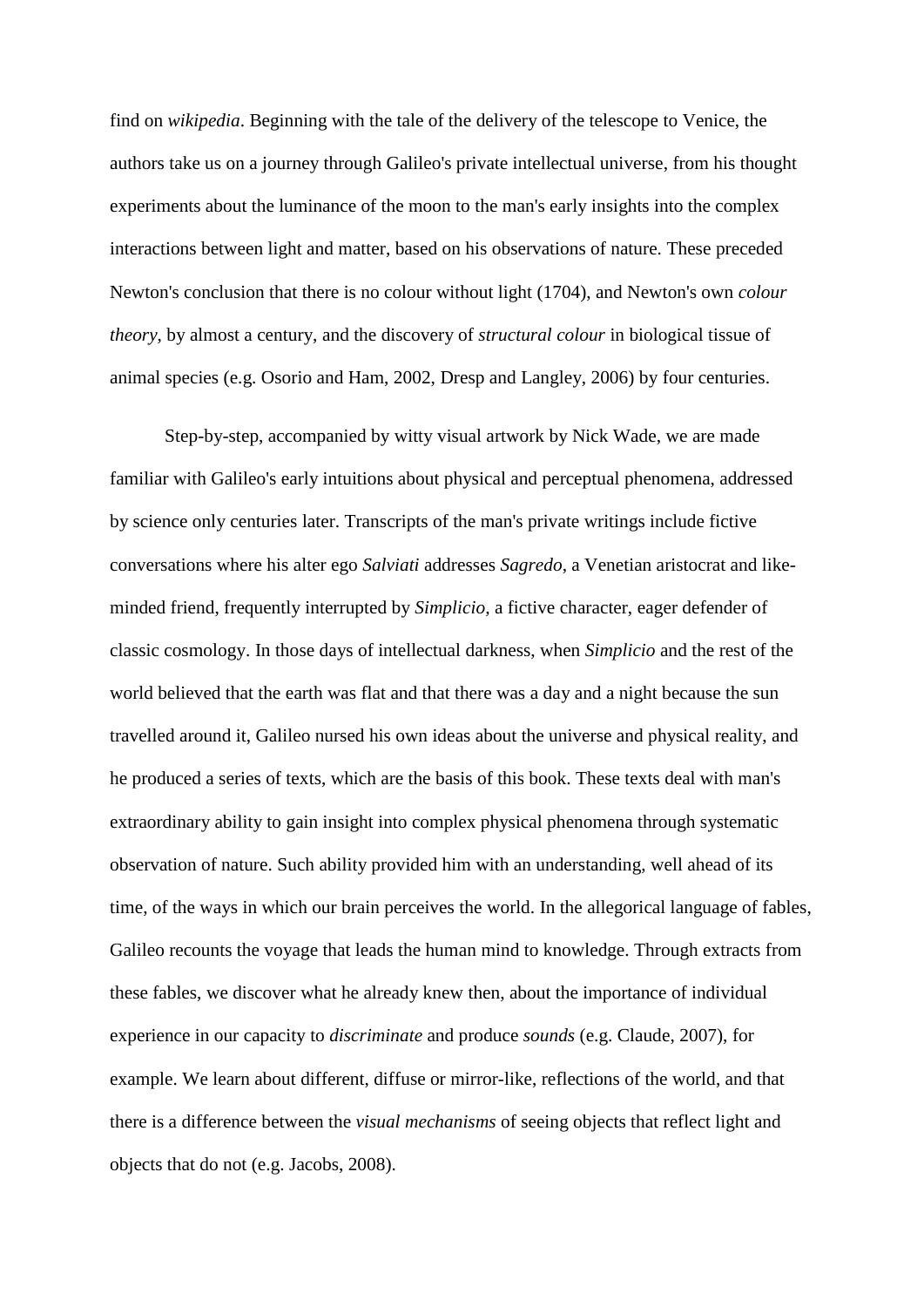find on *wikipedia*. Beginning with the tale of the delivery of the telescope to Venice, the authors take us on a journey through Galileo's private intellectual universe, from his thought experiments about the luminance of the moon to the man's early insights into the complex interactions between light and matter, based on his observations of nature. These preceded Newton's conclusion that there is no colour without light (1704), and Newton's own *colour theory*, by almost a century, and the discovery of *structural colour* in biological tissue of animal species (e.g. Osorio and Ham, 2002, Dresp and Langley, 2006) by four centuries.

Step-by-step, accompanied by witty visual artwork by Nick Wade, we are made familiar with Galileo's early intuitions about physical and perceptual phenomena, addressed by science only centuries later. Transcripts of the man's private writings include fictive conversations where his alter ego *Salviati* addresses *Sagredo*, a Venetian aristocrat and like-minded friend, frequently interrupted by *Simplicio*, a fictive character, eager defender of classic cosmology. In those days of intellectual darkness, when *Simplicio* and the rest of the world believed that the earth was flat and that there was a day and a night because the sun travelled around it, Galileo nursed his own ideas about the universe and physical reality, and he produced a series of texts, which are the basis of this book. These texts deal with man's extraordinary ability to gain insight into complex physical phenomena through systematic observation of nature. Such ability provided him with an understanding, well ahead of its time, of the ways in which our brain perceives the world. In the allegorical language of fables, Galileo recounts the voyage that leads the human mind to knowledge. Through extracts from these fables, we discover what he already knew then, about the importance of individual experience in our capacity to *discriminate* and produce *sounds* (e.g. Claude, 2007), for example. We learn about different, diffuse or mirror-like, reflections of the world, and that there is a difference between the *visual mechanisms* of seeing objects that reflect light and objects that do not (e.g. Jacobs, 2008).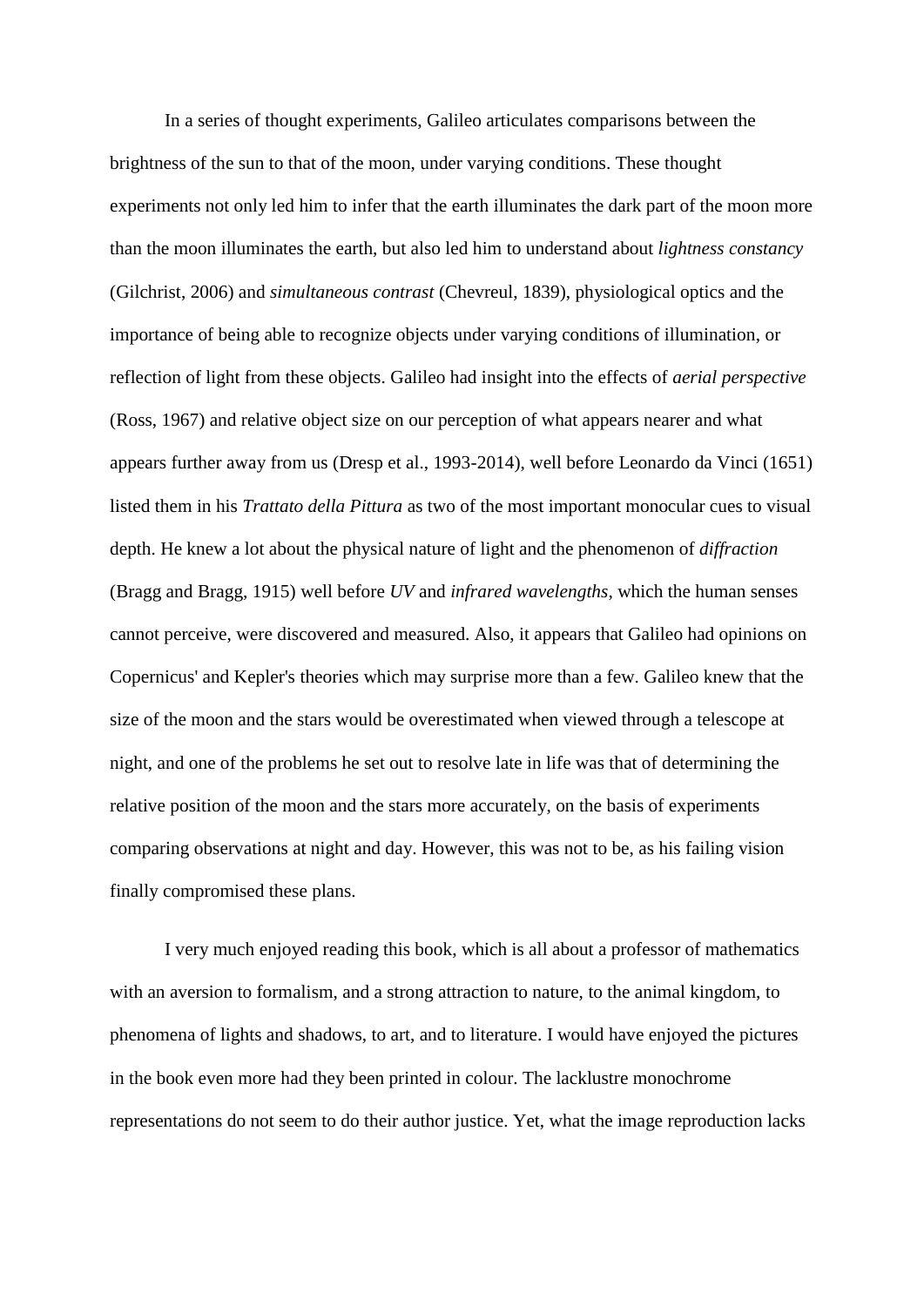In a series of thought experiments, Galileo articulates comparisons between the brightness of the sun to that of the moon, under varying conditions. These thought experiments not only led him to infer that the earth illuminates the dark part of the moon more than the moon illuminates the earth, but also led him to understand about *lightness constancy* (Gilchrist, 2006) and *simultaneous contrast* (Chevreul, 1839), physiological optics and the importance of being able to recognize objects under varying conditions of illumination, or reflection of light from these objects. Galileo had insight into the effects of *aerial perspective* (Ross, 1967) and relative object size on our perception of what appears nearer and what appears further away from us (Dresp et al., 1993-2014), well before Leonardo da Vinci (1651) listed them in his *Trattato della Pittura* as two of the most important monocular cues to visual depth. He knew a lot about the physical nature of light and the phenomenon of *diffraction* (Bragg and Bragg, 1915) well before *UV* and *infrared wavelengths*, which the human senses cannot perceive, were discovered and measured. Also, it appears that Galileo had opinions on Copernicus' and Kepler's theories which may surprise more than a few. Galileo knew that the size of the moon and the stars would be overestimated when viewed through a telescope at night, and one of the problems he set out to resolve late in life was that of determining the relative position of the moon and the stars more accurately, on the basis of experiments comparing observations at night and day. However, this was not to be, as his failing vision finally compromised these plans.

I very much enjoyed reading this book, which is all about a professor of mathematics with an aversion to formalism, and a strong attraction to nature, to the animal kingdom, to phenomena of lights and shadows, to art, and to literature. I would have enjoyed the pictures in the book even more had they been printed in colour. The lacklustre monochrome representations do not seem to do their author justice. Yet, what the image reproduction lacks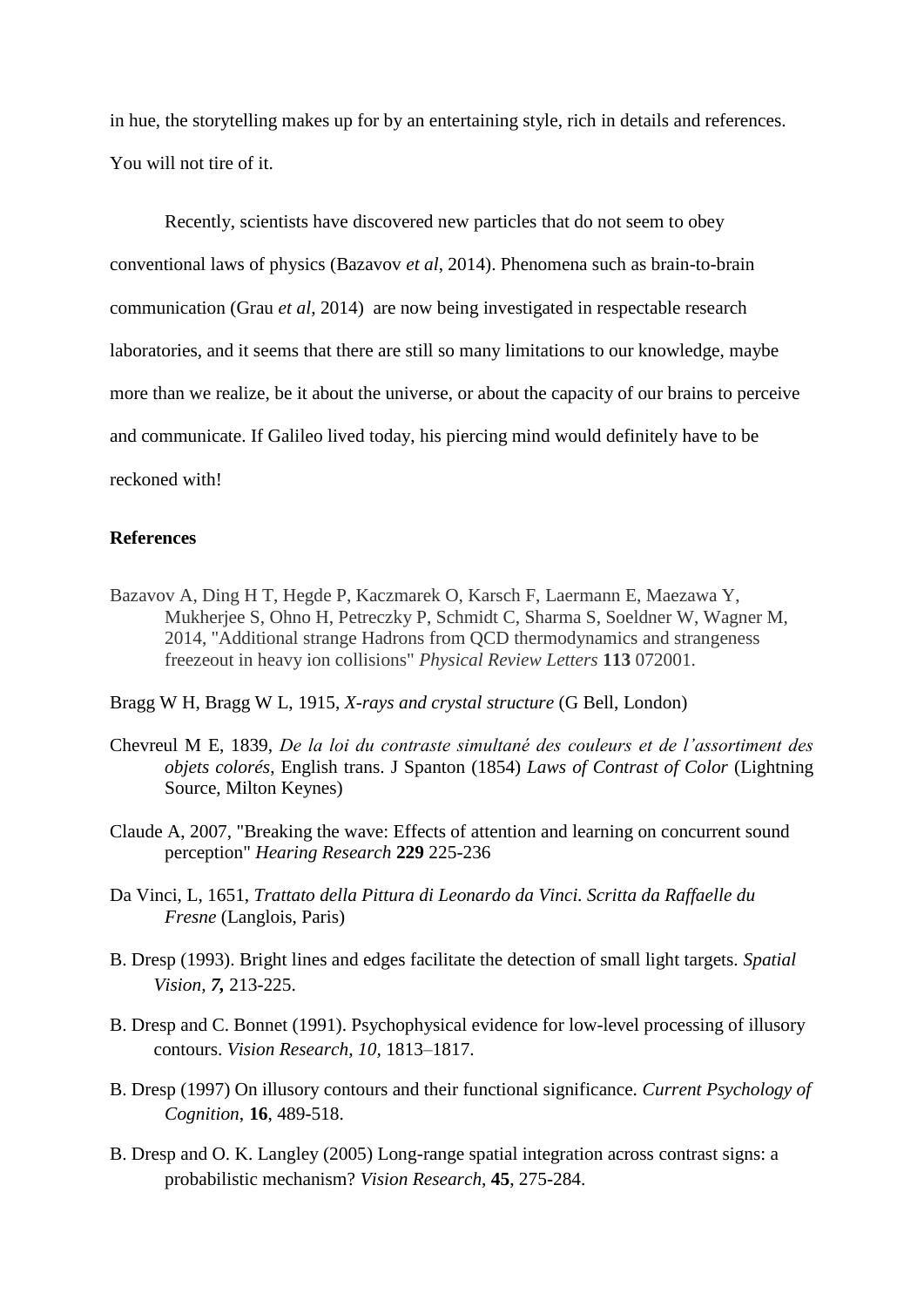in hue, the storytelling makes up for by an entertaining style, rich in details and references. You will not tire of it.

Recently, scientists have discovered new particles that do not seem to obey conventional laws of physics (Bazavov *et al*, 2014). Phenomena such as brain-to-brain communication (Grau *et al*, 2014) are now being investigated in respectable research laboratories, and it seems that there are still so many limitations to our knowledge, maybe more than we realize, be it about the universe, or about the capacity of our brains to perceive and communicate. If Galileo lived today, his piercing mind would definitely have to be reckoned with!

**References**

Bazavov A, Ding H T, Hegde P, Kaczmarek O, Karsch F, Laermann E, Maezawa Y, Mukherjee S, Ohno H, Petreczky P, Schmidt C, Sharma S, Soeldner W, Wagner M, 2014, "Additional strange Hadrons from QCD thermodynamics and strangeness freezeout in heavy ion collisions" *Physical Review Letters* **113** 072001.

Bragg W H, Bragg W L, 1915, *X-rays and crystal structure* (G Bell, London)

Chevreul M E, 1839, *De la loi du contraste simultané des couleurs et de l'assortiment des objets colorés*, English trans. J Spanton (1854) *Laws of Contrast of Color* (Lightning Source, Milton Keynes)

Claude A, 2007, "Breaking the wave: Effects of attention and learning on concurrent sound perception" *Hearing Research* **229** 225-236

Da Vinci, L, 1651, *Trattato della Pittura di Leonardo da Vinci. Scritta da Raffaelle du Fresne* (Langlois, Paris)

B. Dresp (1993). Bright lines and edges facilitate the detection of small light targets. *Spatial Vision, **7,*** 213-225.

B. Dresp and C. Bonnet (1991). Psychophysical evidence for low-level processing of illusory contours. *Vision Research*, *10*, 1813–1817.

B. Dresp (1997) On illusory contours and their functional significance. *Current Psychology of Cognition*, **16**, 489-518.

B. Dresp and O. K. Langley (2005) Long-range spatial integration across contrast signs: a probabilistic mechanism? *Vision Research*, **45**, 275-284.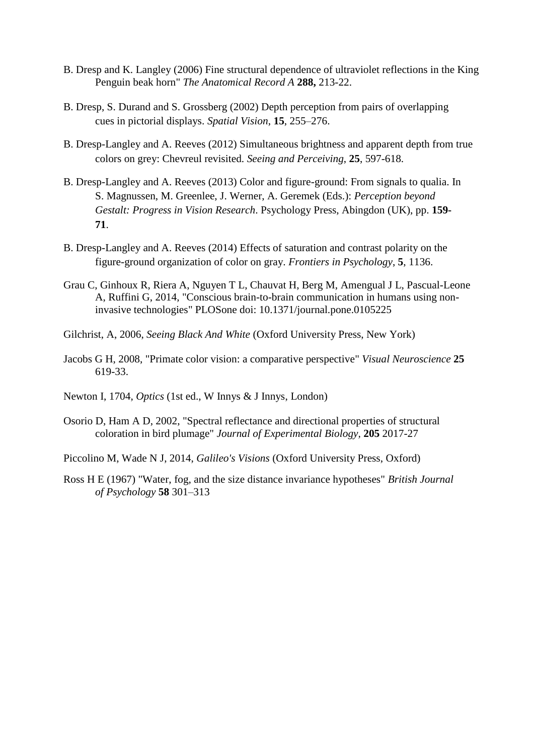B. Dresp and K. Langley (2006) Fine structural dependence of ultraviolet reflections in the King Penguin beak horn" *The Anatomical Record A* **288,** 213-22.

B. Dresp, S. Durand and S. Grossberg (2002) Depth perception from pairs of overlapping cues in pictorial displays. *Spatial Vision*, **15**, 255–276.

B. Dresp-Langley and A. Reeves (2012) Simultaneous brightness and apparent depth from true colors on grey: Chevreul revisited. *Seeing and Perceiving*, **25**, 597-618.

B. Dresp-Langley and A. Reeves (2013) Color and figure-ground: From signals to qualia. In S. Magnussen, M. Greenlee, J. Werner, A. Geremek (Eds.): *Perception beyond Gestalt: Progress in Vision Research*. Psychology Press, Abingdon (UK), pp. **159-71**.

B. Dresp-Langley and A. Reeves (2014) Effects of saturation and contrast polarity on the figure-ground organization of color on gray. *Frontiers in Psychology*, **5**, 1136.

Grau C, Ginhoux R, Riera A, Nguyen T L, Chauvat H, Berg M, Amengual J L, Pascual-Leone A, Ruffini G, 2014, "Conscious brain-to-brain communication in humans using non-invasive technologies" PLOSone doi: 10.1371/journal.pone.0105225

Gilchrist, A, 2006, *Seeing Black And White* (Oxford University Press, New York)

Jacobs G H, 2008, "Primate color vision: a comparative perspective" *Visual Neuroscience* **25** 619-33.

Newton I, 1704, *Optics* (1st ed., W Innys & J Innys, London)

Osorio D, Ham A D, 2002, "Spectral reflectance and directional properties of structural coloration in bird plumage" *Journal of Experimental Biology*, **205** 2017-27

Piccolino M, Wade N J, 2014, *Galileo's Visions* (Oxford University Press, Oxford)

Ross H E (1967) "Water, fog, and the size distance invariance hypotheses" *British Journal of Psychology* **58** 301–313